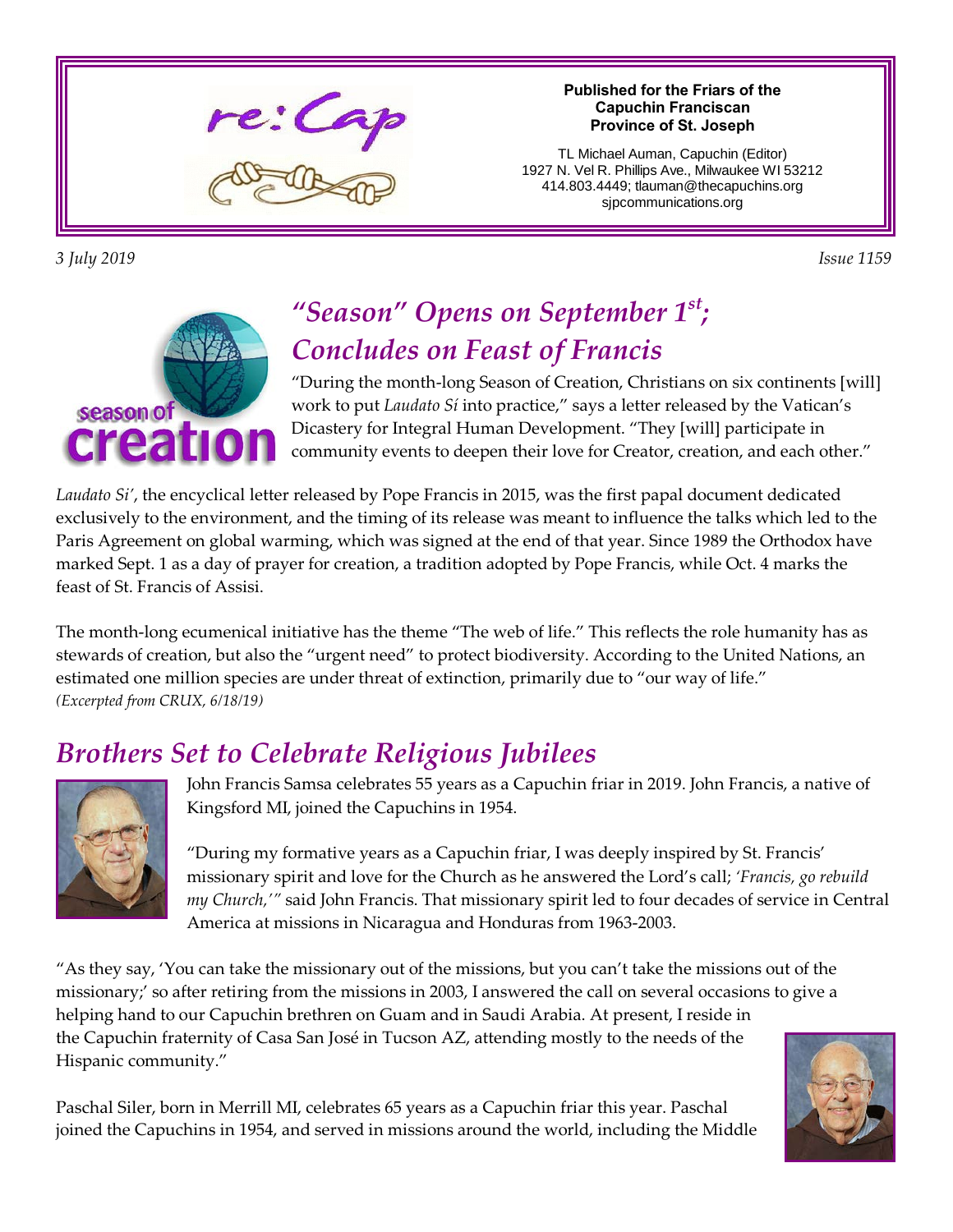# re:Cap

**Published for the Friars of the Capuchin Franciscan Province of St. Joseph**

TL Michael Auman, Capuchin (Editor)
1927 N. Vel R. Phillips Ave., Milwaukee WI 53212
414.803.4449; tlauman@thecapuchins.org
sjpcommunications.org

*3 July 2019* *Issue 1159*

## *"Season" Opens on September 1st; Concludes on Feast of Francis*

"During the month-long Season of Creation, Christians on six continents [will] work to put *Laudato Sí* into practice," says a letter released by the Vatican's Dicastery for Integral Human Development. "They [will] participate in community events to deepen their love for Creator, creation, and each other."

*Laudato Si'*, the encyclical letter released by Pope Francis in 2015, was the first papal document dedicated exclusively to the environment, and the timing of its release was meant to influence the talks which led to the Paris Agreement on global warming, which was signed at the end of that year. Since 1989 the Orthodox have marked Sept. 1 as a day of prayer for creation, a tradition adopted by Pope Francis, while Oct. 4 marks the feast of St. Francis of Assisi.

The month-long ecumenical initiative has the theme "The web of life." This reflects the role humanity has as stewards of creation, but also the "urgent need" to protect biodiversity. According to the United Nations, an estimated one million species are under threat of extinction, primarily due to "our way of life."
*(Excerpted from CRUX, 6/18/19)*

## *Brothers Set to Celebrate Religious Jubilees*

John Francis Samsa celebrates 55 years as a Capuchin friar in 2019. John Francis, a native of Kingsford MI, joined the Capuchins in 1954.

"During my formative years as a Capuchin friar, I was deeply inspired by St. Francis' missionary spirit and love for the Church as he answered the Lord's call; *'Francis, go rebuild my Church,'"* said John Francis. That missionary spirit led to four decades of service in Central America at missions in Nicaragua and Honduras from 1963-2003.

"As they say, 'You can take the missionary out of the missions, but you can't take the missions out of the missionary;' so after retiring from the missions in 2003, I answered the call on several occasions to give a helping hand to our Capuchin brethren on Guam and in Saudi Arabia. At present, I reside in the Capuchin fraternity of Casa San José in Tucson AZ, attending mostly to the needs of the Hispanic community."

Paschal Siler, born in Merrill MI, celebrates 65 years as a Capuchin friar this year. Paschal joined the Capuchins in 1954, and served in missions around the world, including the Middle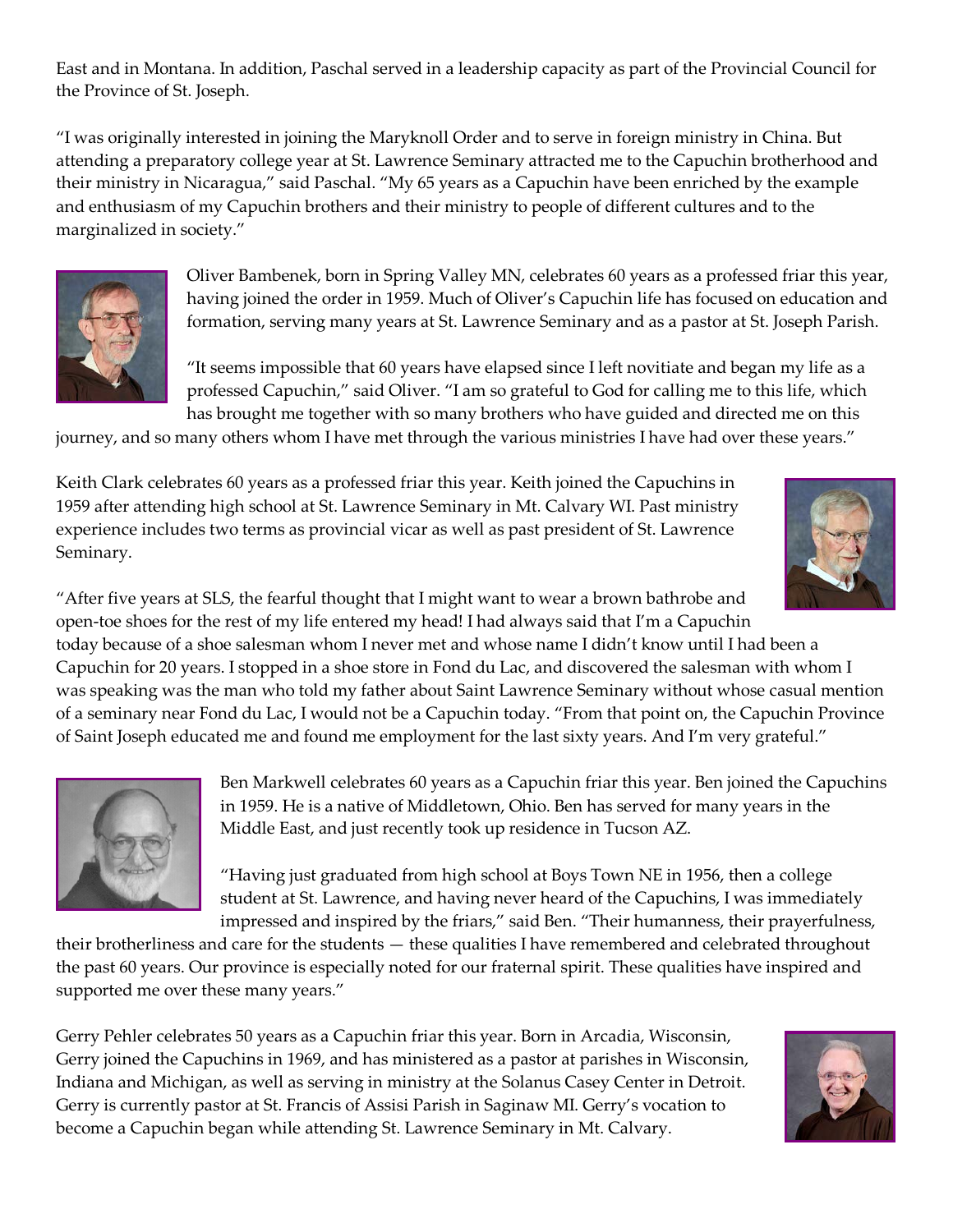East and in Montana. In addition, Paschal served in a leadership capacity as part of the Provincial Council for the Province of St. Joseph.

"I was originally interested in joining the Maryknoll Order and to serve in foreign ministry in China. But attending a preparatory college year at St. Lawrence Seminary attracted me to the Capuchin brotherhood and their ministry in Nicaragua," said Paschal. "My 65 years as a Capuchin have been enriched by the example and enthusiasm of my Capuchin brothers and their ministry to people of different cultures and to the marginalized in society."

Oliver Bambenek, born in Spring Valley MN, celebrates 60 years as a professed friar this year, having joined the order in 1959. Much of Oliver's Capuchin life has focused on education and formation, serving many years at St. Lawrence Seminary and as a pastor at St. Joseph Parish.

"It seems impossible that 60 years have elapsed since I left novitiate and began my life as a professed Capuchin," said Oliver. "I am so grateful to God for calling me to this life, which has brought me together with so many brothers who have guided and directed me on this journey, and so many others whom I have met through the various ministries I have had over these years."

Keith Clark celebrates 60 years as a professed friar this year. Keith joined the Capuchins in 1959 after attending high school at St. Lawrence Seminary in Mt. Calvary WI. Past ministry experience includes two terms as provincial vicar as well as past president of St. Lawrence Seminary.

"After five years at SLS, the fearful thought that I might want to wear a brown bathrobe and open-toe shoes for the rest of my life entered my head! I had always said that I'm a Capuchin today because of a shoe salesman whom I never met and whose name I didn't know until I had been a Capuchin for 20 years. I stopped in a shoe store in Fond du Lac, and discovered the salesman with whom I was speaking was the man who told my father about Saint Lawrence Seminary without whose casual mention of a seminary near Fond du Lac, I would not be a Capuchin today. "From that point on, the Capuchin Province of Saint Joseph educated me and found me employment for the last sixty years. And I'm very grateful."

Ben Markwell celebrates 60 years as a Capuchin friar this year. Ben joined the Capuchins in 1959. He is a native of Middletown, Ohio. Ben has served for many years in the Middle East, and just recently took up residence in Tucson AZ.

"Having just graduated from high school at Boys Town NE in 1956, then a college student at St. Lawrence, and having never heard of the Capuchins, I was immediately impressed and inspired by the friars," said Ben. "Their humanness, their prayerfulness, their brotherliness and care for the students — these qualities I have remembered and celebrated throughout the past 60 years. Our province is especially noted for our fraternal spirit. These qualities have inspired and supported me over these many years."

Gerry Pehler celebrates 50 years as a Capuchin friar this year. Born in Arcadia, Wisconsin, Gerry joined the Capuchins in 1969, and has ministered as a pastor at parishes in Wisconsin, Indiana and Michigan, as well as serving in ministry at the Solanus Casey Center in Detroit. Gerry is currently pastor at St. Francis of Assisi Parish in Saginaw MI. Gerry's vocation to become a Capuchin began while attending St. Lawrence Seminary in Mt. Calvary.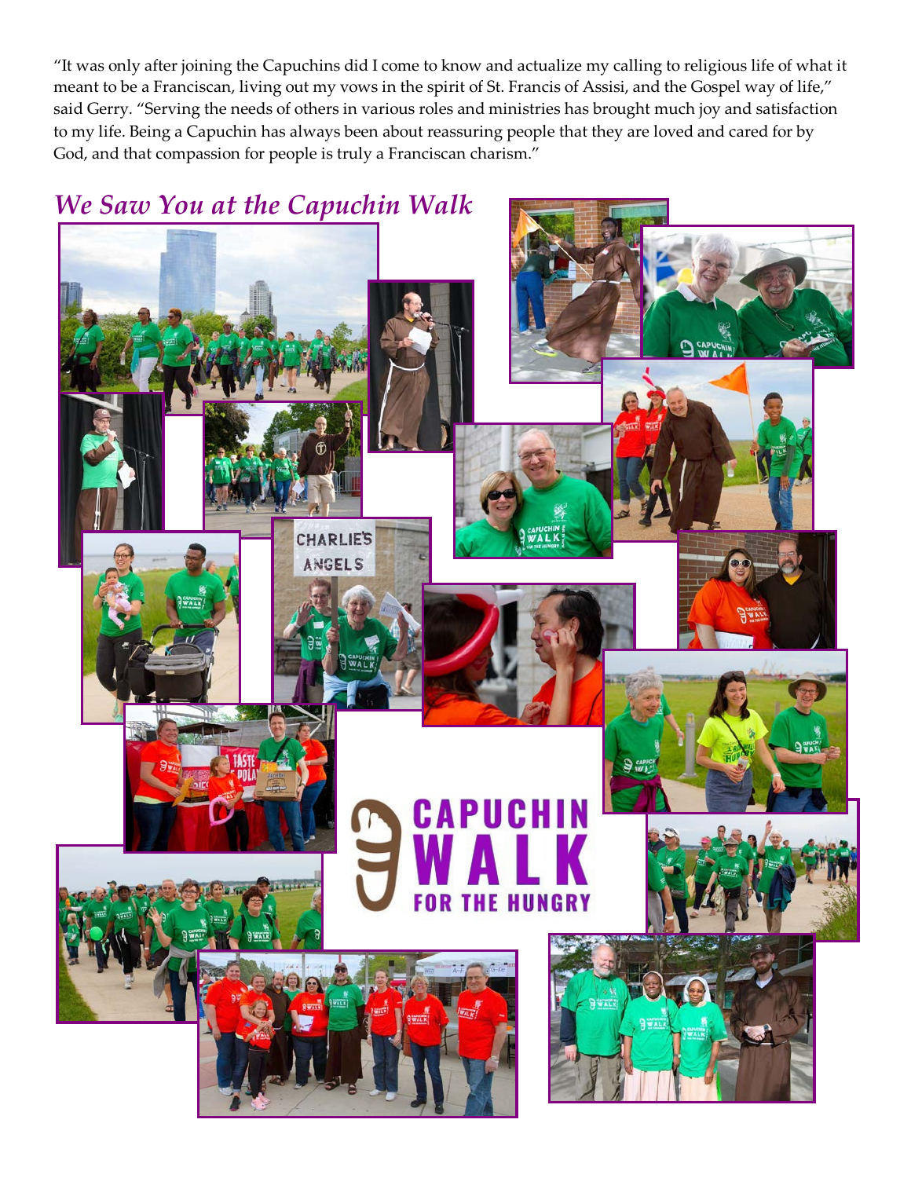"It was only after joining the Capuchins did I come to know and actualize my calling to religious life of what it meant to be a Franciscan, living out my vows in the spirit of St. Francis of Assisi, and the Gospel way of life," said Gerry. "Serving the needs of others in various roles and ministries has brought much joy and satisfaction to my life. Being a Capuchin has always been about reassuring people that they are loved and cared for by God, and that compassion for people is truly a Franciscan charism."

## *We Saw You at the Capuchin Walk*

CAPUCHIN WALK FOR THE HUNGRY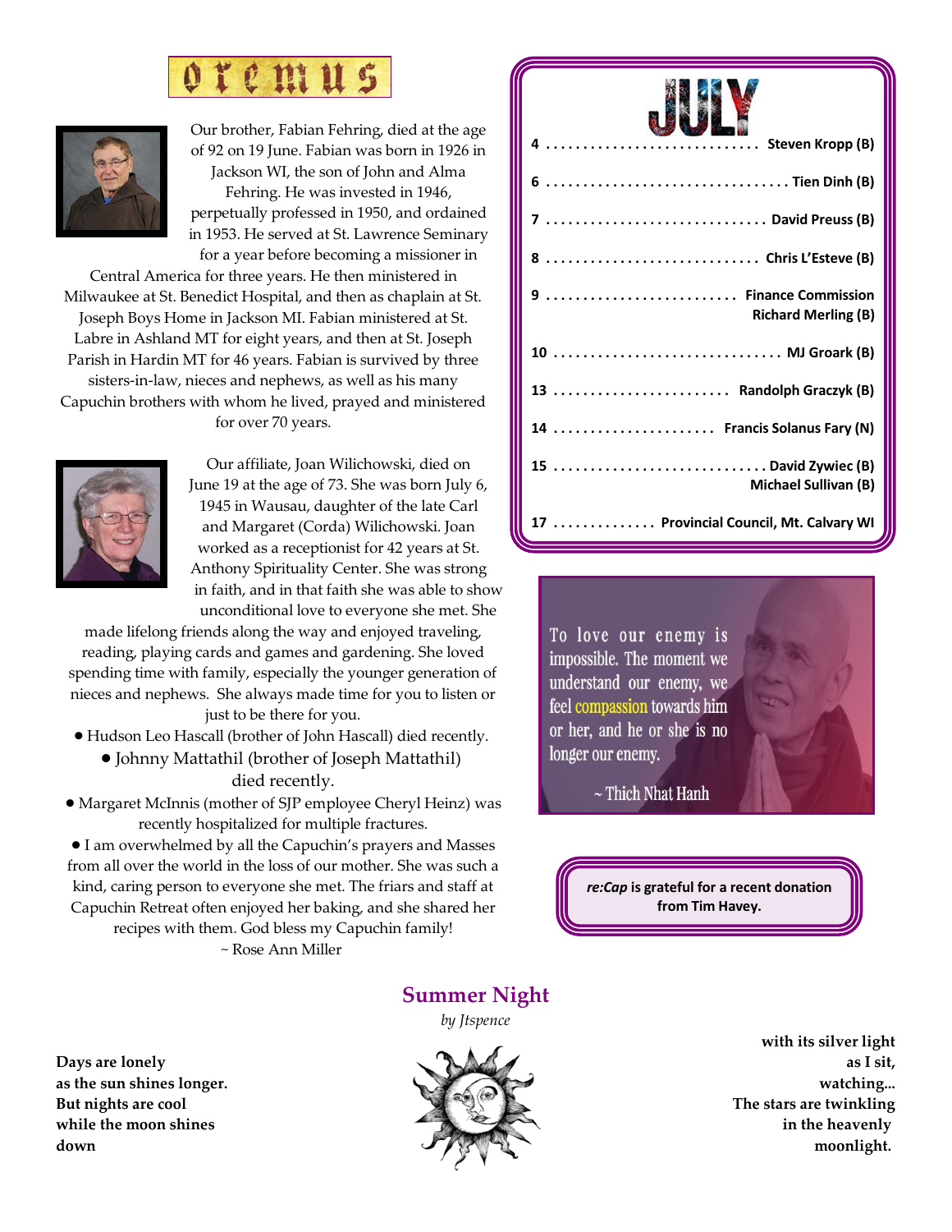# Oremus

Our brother, Fabian Fehring, died at the age of 92 on 19 June. Fabian was born in 1926 in Jackson WI, the son of John and Alma Fehring. He was invested in 1946, perpetually professed in 1950, and ordained in 1953. He served at St. Lawrence Seminary for a year before becoming a missioner in Central America for three years. He then ministered in Milwaukee at St. Benedict Hospital, and then as chaplain at St. Joseph Boys Home in Jackson MI. Fabian ministered at St. Labre in Ashland MT for eight years, and then at St. Joseph Parish in Hardin MT for 46 years. Fabian is survived by three sisters-in-law, nieces and nephews, as well as his many Capuchin brothers with whom he lived, prayed and ministered for over 70 years.

Our affiliate, Joan Wilichowski, died on June 19 at the age of 73. She was born July 6, 1945 in Wausau, daughter of the late Carl and Margaret (Corda) Wilichowski. Joan worked as a receptionist for 42 years at St. Anthony Spirituality Center. She was strong in faith, and in that faith she was able to show unconditional love to everyone she met. She made lifelong friends along the way and enjoyed traveling, reading, playing cards and games and gardening. She loved spending time with family, especially the younger generation of nieces and nephews. She always made time for you to listen or just to be there for you.

- Hudson Leo Hascall (brother of John Hascall) died recently.
- Johnny Mattathil (brother of Joseph Mattathil) died recently.
- Margaret McInnis (mother of SJP employee Cheryl Heinz) was recently hospitalized for multiple fractures.
- I am overwhelmed by all the Capuchin's prayers and Masses from all over the world in the loss of our mother. She was such a kind, caring person to everyone she met. The friars and staff at Capuchin Retreat often enjoyed her baking, and she shared her recipes with them. God bless my Capuchin family! ~ Rose Ann Miller

## JULY

4 ............ **Steven Kropp (B)**

6 ............ **Tien Dinh (B)**

7 ............ **David Preuss (B)**

8 ............ **Chris L'Esteve (B)**

9 ............ **Finance Commission**
**Richard Merling (B)**

10 ............ **MJ Groark (B)**

13 ............ **Randolph Graczyk (B)**

14 ............ **Francis Solanus Fary (N)**

15 ............ **David Zywiec (B)**
**Michael Sullivan (B)**

17 ............ **Provincial Council, Mt. Calvary WI**

To love our enemy is impossible. The moment we understand our enemy, we feel compassion towards him or her, and he or she is no longer our enemy.

~ Thich Nhat Hanh

***re:Cap*** **is grateful for a recent donation from Tim Havey.**

## Summer Night

*by Jtspence*

**Days are lonely**
**as the sun shines longer.**
**But nights are cool**
**while the moon shines**
**down**

**with its silver light**
**as I sit,**
**watching...**
**The stars are twinkling**
**in the heavenly**
**moonlight.**